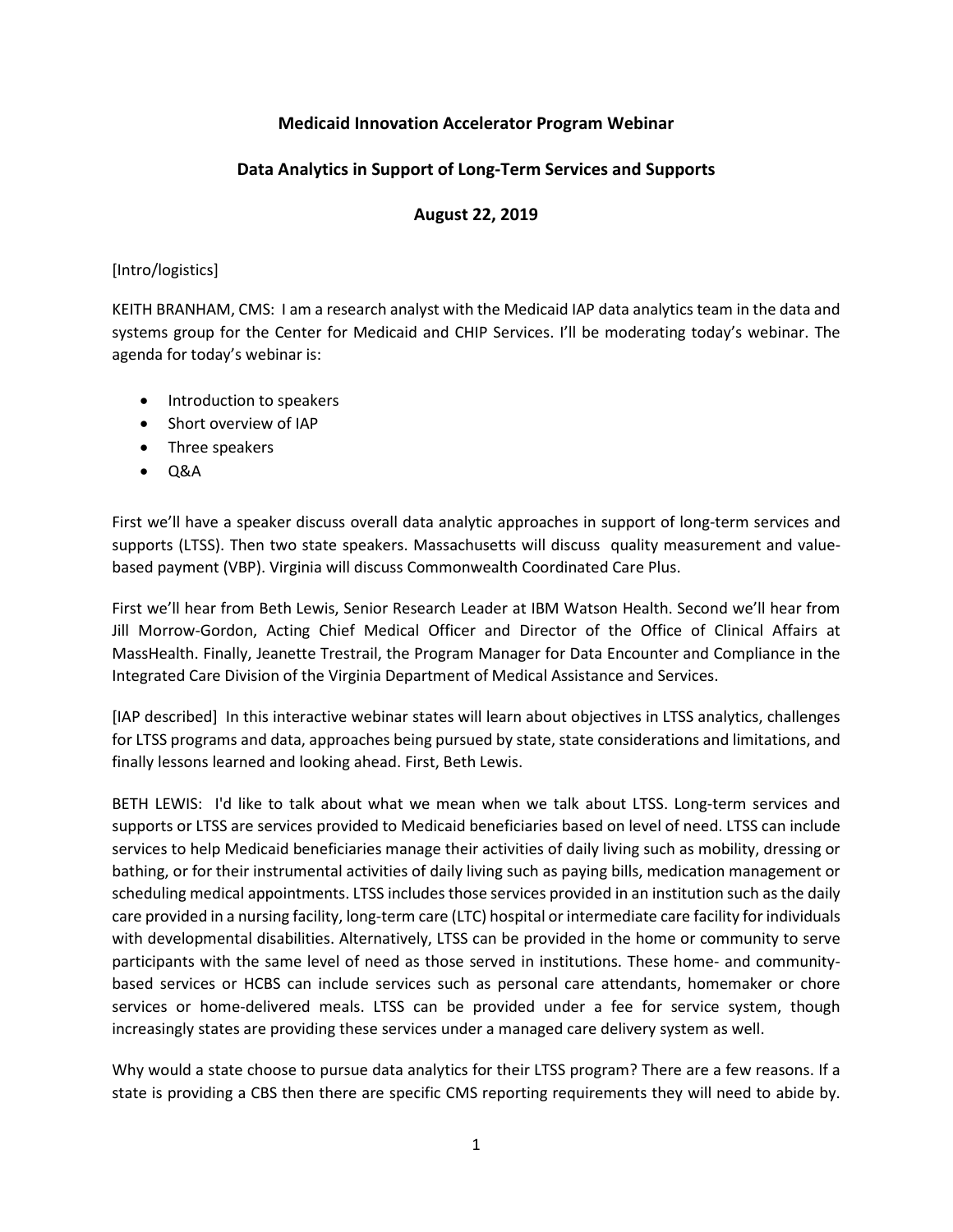**Medicaid Innovation Accelerator Program Webinar**

**Data Analytics in Support of Long-Term Services and Supports**

**August 22, 2019**

[Intro/logistics]

KEITH BRANHAM, CMS: I am a research analyst with the Medicaid IAP data analytics team in the data and systems group for the Center for Medicaid and CHIP Services. I'll be moderating today's webinar. The agenda for today's webinar is:

- Introduction to speakers
- Short overview of IAP
- Three speakers
- Q&A

First we'll have a speaker discuss overall data analytic approaches in support of long-term services and supports (LTSS). Then two state speakers. Massachusetts will discuss quality measurement and value-based payment (VBP). Virginia will discuss Commonwealth Coordinated Care Plus.

First we'll hear from Beth Lewis, Senior Research Leader at IBM Watson Health. Second we'll hear from Jill Morrow-Gordon, Acting Chief Medical Officer and Director of the Office of Clinical Affairs at MassHealth. Finally, Jeanette Trestrail, the Program Manager for Data Encounter and Compliance in the Integrated Care Division of the Virginia Department of Medical Assistance and Services.

[IAP described] In this interactive webinar states will learn about objectives in LTSS analytics, challenges for LTSS programs and data, approaches being pursued by state, state considerations and limitations, and finally lessons learned and looking ahead. First, Beth Lewis.

BETH LEWIS: I'd like to talk about what we mean when we talk about LTSS. Long-term services and supports or LTSS are services provided to Medicaid beneficiaries based on level of need. LTSS can include services to help Medicaid beneficiaries manage their activities of daily living such as mobility, dressing or bathing, or for their instrumental activities of daily living such as paying bills, medication management or scheduling medical appointments. LTSS includes those services provided in an institution such as the daily care provided in a nursing facility, long-term care (LTC) hospital or intermediate care facility for individuals with developmental disabilities. Alternatively, LTSS can be provided in the home or community to serve participants with the same level of need as those served in institutions. These home- and community-based services or HCBS can include services such as personal care attendants, homemaker or chore services or home-delivered meals. LTSS can be provided under a fee for service system, though increasingly states are providing these services under a managed care delivery system as well.

Why would a state choose to pursue data analytics for their LTSS program? There are a few reasons. If a state is providing a CBS then there are specific CMS reporting requirements they will need to abide by.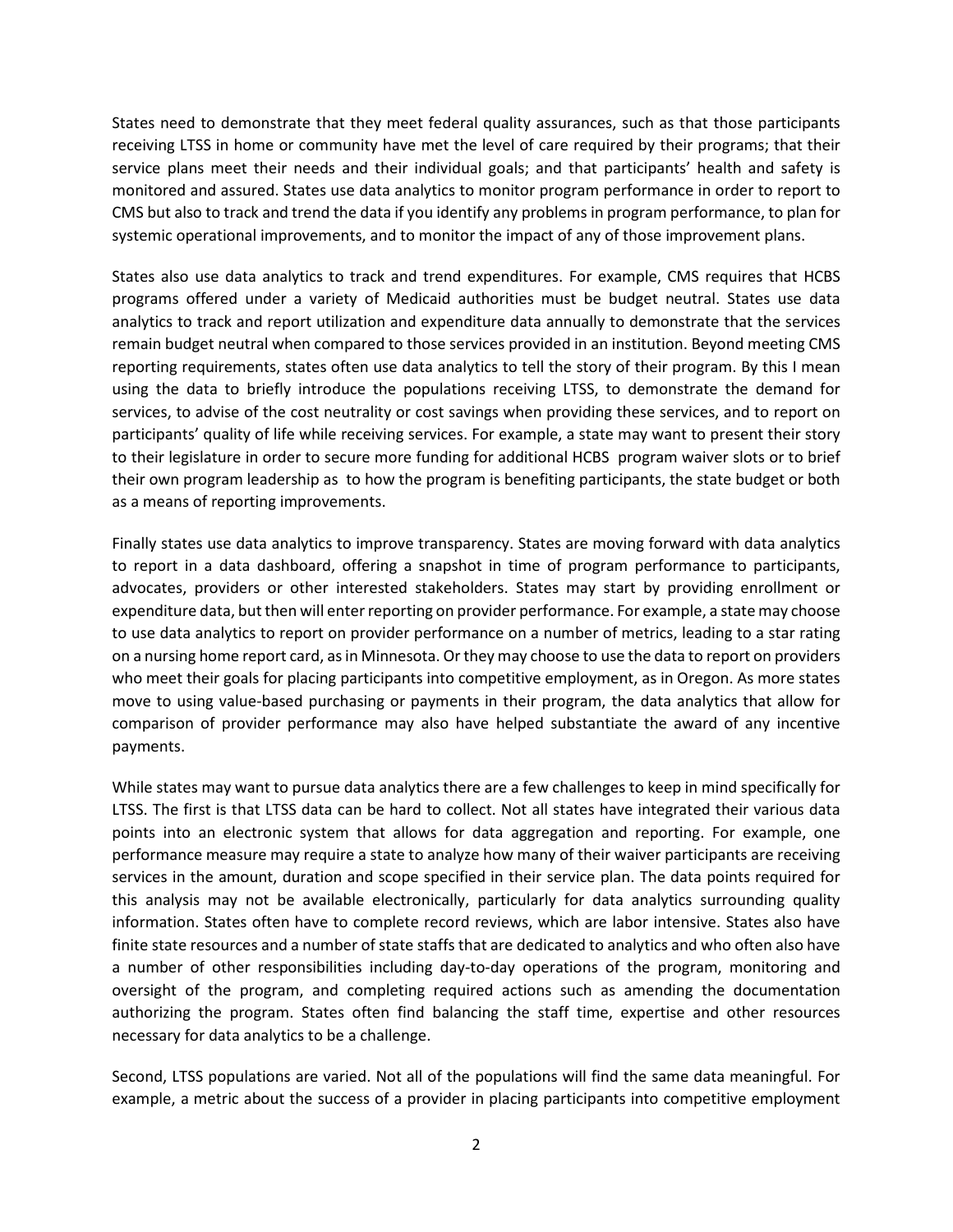States need to demonstrate that they meet federal quality assurances, such as that those participants receiving LTSS in home or community have met the level of care required by their programs; that their service plans meet their needs and their individual goals; and that participants' health and safety is monitored and assured. States use data analytics to monitor program performance in order to report to CMS but also to track and trend the data if you identify any problems in program performance, to plan for systemic operational improvements, and to monitor the impact of any of those improvement plans.

States also use data analytics to track and trend expenditures. For example, CMS requires that HCBS programs offered under a variety of Medicaid authorities must be budget neutral. States use data analytics to track and report utilization and expenditure data annually to demonstrate that the services remain budget neutral when compared to those services provided in an institution. Beyond meeting CMS reporting requirements, states often use data analytics to tell the story of their program. By this I mean using the data to briefly introduce the populations receiving LTSS, to demonstrate the demand for services, to advise of the cost neutrality or cost savings when providing these services, and to report on participants' quality of life while receiving services. For example, a state may want to present their story to their legislature in order to secure more funding for additional HCBS program waiver slots or to brief their own program leadership as to how the program is benefiting participants, the state budget or both as a means of reporting improvements.

Finally states use data analytics to improve transparency. States are moving forward with data analytics to report in a data dashboard, offering a snapshot in time of program performance to participants, advocates, providers or other interested stakeholders. States may start by providing enrollment or expenditure data, but then will enter reporting on provider performance. For example, a state may choose to use data analytics to report on provider performance on a number of metrics, leading to a star rating on a nursing home report card, as in Minnesota. Or they may choose to use the data to report on providers who meet their goals for placing participants into competitive employment, as in Oregon. As more states move to using value-based purchasing or payments in their program, the data analytics that allow for comparison of provider performance may also have helped substantiate the award of any incentive payments.

While states may want to pursue data analytics there are a few challenges to keep in mind specifically for LTSS. The first is that LTSS data can be hard to collect. Not all states have integrated their various data points into an electronic system that allows for data aggregation and reporting. For example, one performance measure may require a state to analyze how many of their waiver participants are receiving services in the amount, duration and scope specified in their service plan. The data points required for this analysis may not be available electronically, particularly for data analytics surrounding quality information. States often have to complete record reviews, which are labor intensive. States also have finite state resources and a number of state staffs that are dedicated to analytics and who often also have a number of other responsibilities including day-to-day operations of the program, monitoring and oversight of the program, and completing required actions such as amending the documentation authorizing the program. States often find balancing the staff time, expertise and other resources necessary for data analytics to be a challenge.

Second, LTSS populations are varied. Not all of the populations will find the same data meaningful. For example, a metric about the success of a provider in placing participants into competitive employment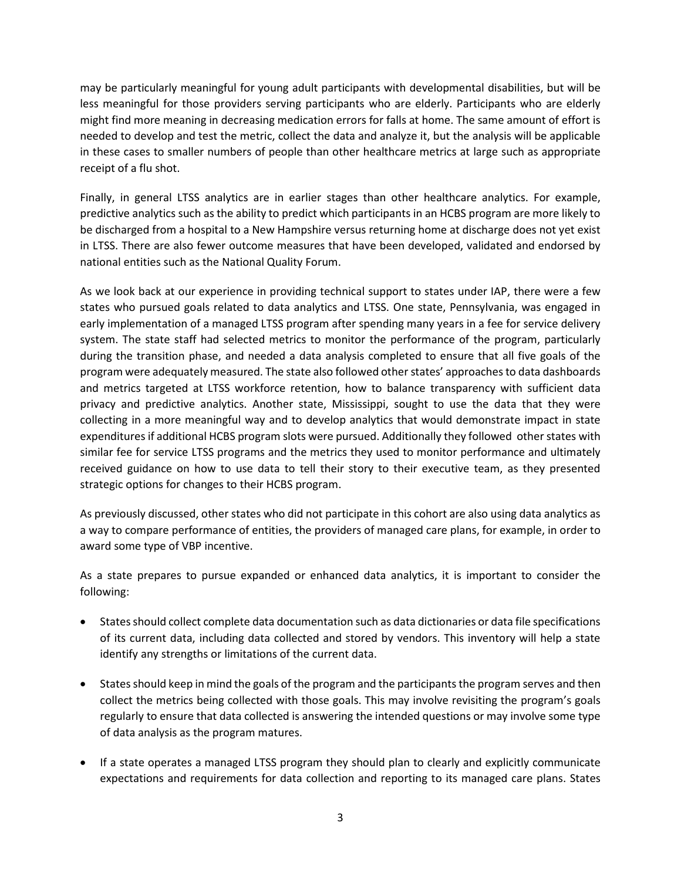may be particularly meaningful for young adult participants with developmental disabilities, but will be less meaningful for those providers serving participants who are elderly. Participants who are elderly might find more meaning in decreasing medication errors for falls at home. The same amount of effort is needed to develop and test the metric, collect the data and analyze it, but the analysis will be applicable in these cases to smaller numbers of people than other healthcare metrics at large such as appropriate receipt of a flu shot.

Finally, in general LTSS analytics are in earlier stages than other healthcare analytics. For example, predictive analytics such as the ability to predict which participants in an HCBS program are more likely to be discharged from a hospital to a New Hampshire versus returning home at discharge does not yet exist in LTSS. There are also fewer outcome measures that have been developed, validated and endorsed by national entities such as the National Quality Forum.

As we look back at our experience in providing technical support to states under IAP, there were a few states who pursued goals related to data analytics and LTSS. One state, Pennsylvania, was engaged in early implementation of a managed LTSS program after spending many years in a fee for service delivery system. The state staff had selected metrics to monitor the performance of the program, particularly during the transition phase, and needed a data analysis completed to ensure that all five goals of the program were adequately measured. The state also followed other states' approaches to data dashboards and metrics targeted at LTSS workforce retention, how to balance transparency with sufficient data privacy and predictive analytics. Another state, Mississippi, sought to use the data that they were collecting in a more meaningful way and to develop analytics that would demonstrate impact in state expenditures if additional HCBS program slots were pursued. Additionally they followed other states with similar fee for service LTSS programs and the metrics they used to monitor performance and ultimately received guidance on how to use data to tell their story to their executive team, as they presented strategic options for changes to their HCBS program.

As previously discussed, other states who did not participate in this cohort are also using data analytics as a way to compare performance of entities, the providers of managed care plans, for example, in order to award some type of VBP incentive.

As a state prepares to pursue expanded or enhanced data analytics, it is important to consider the following:

- States should collect complete data documentation such as data dictionaries or data file specifications of its current data, including data collected and stored by vendors. This inventory will help a state identify any strengths or limitations of the current data.

- States should keep in mind the goals of the program and the participants the program serves and then collect the metrics being collected with those goals. This may involve revisiting the program's goals regularly to ensure that data collected is answering the intended questions or may involve some type of data analysis as the program matures.

- If a state operates a managed LTSS program they should plan to clearly and explicitly communicate expectations and requirements for data collection and reporting to its managed care plans. States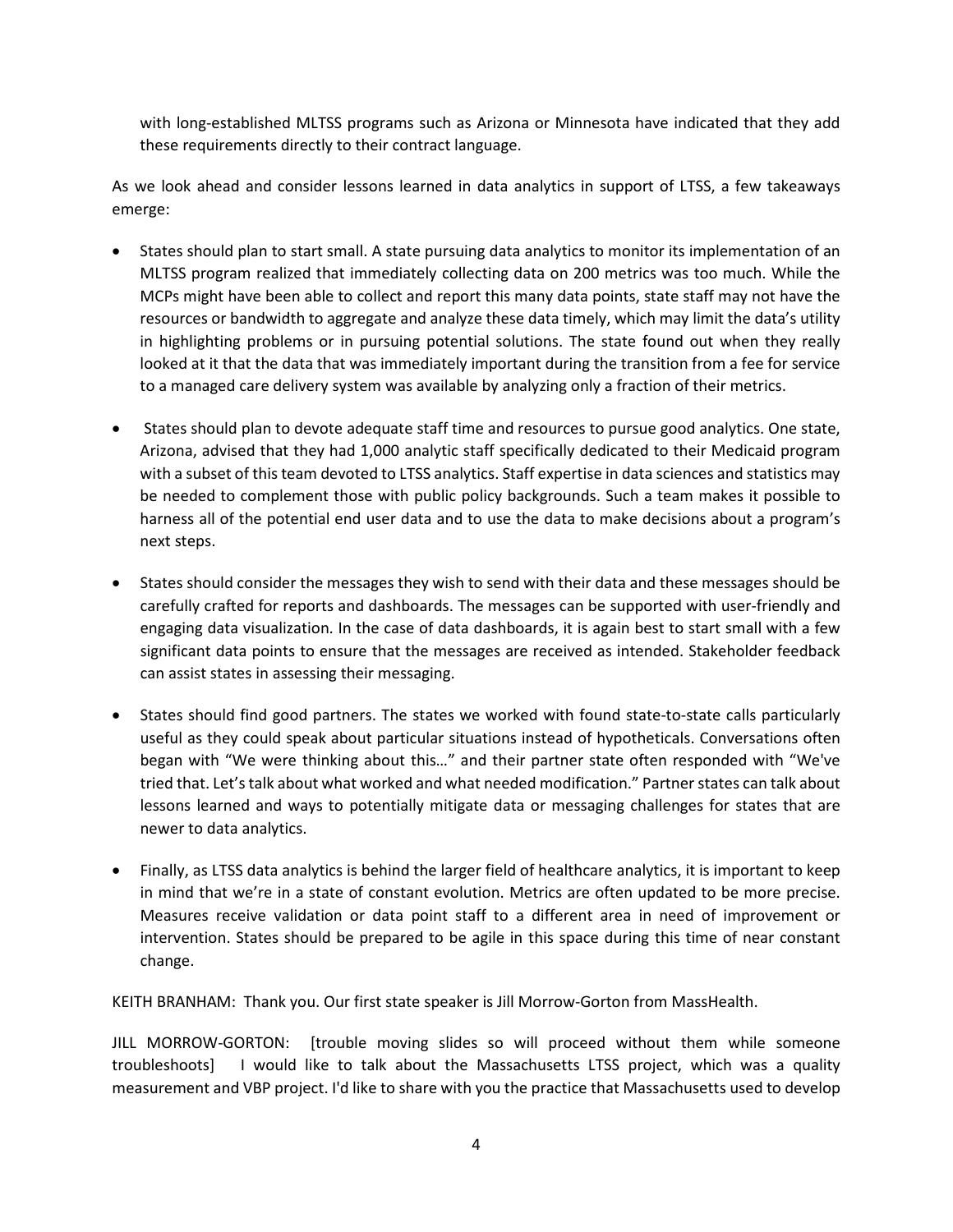with long-established MLTSS programs such as Arizona or Minnesota have indicated that they add these requirements directly to their contract language.

As we look ahead and consider lessons learned in data analytics in support of LTSS, a few takeaways emerge:

- States should plan to start small. A state pursuing data analytics to monitor its implementation of an MLTSS program realized that immediately collecting data on 200 metrics was too much. While the MCPs might have been able to collect and report this many data points, state staff may not have the resources or bandwidth to aggregate and analyze these data timely, which may limit the data's utility in highlighting problems or in pursuing potential solutions. The state found out when they really looked at it that the data that was immediately important during the transition from a fee for service to a managed care delivery system was available by analyzing only a fraction of their metrics.

- States should plan to devote adequate staff time and resources to pursue good analytics. One state, Arizona, advised that they had 1,000 analytic staff specifically dedicated to their Medicaid program with a subset of this team devoted to LTSS analytics. Staff expertise in data sciences and statistics may be needed to complement those with public policy backgrounds. Such a team makes it possible to harness all of the potential end user data and to use the data to make decisions about a program's next steps.

- States should consider the messages they wish to send with their data and these messages should be carefully crafted for reports and dashboards. The messages can be supported with user-friendly and engaging data visualization. In the case of data dashboards, it is again best to start small with a few significant data points to ensure that the messages are received as intended. Stakeholder feedback can assist states in assessing their messaging.

- States should find good partners. The states we worked with found state-to-state calls particularly useful as they could speak about particular situations instead of hypotheticals. Conversations often began with "We were thinking about this…" and their partner state often responded with "We've tried that. Let's talk about what worked and what needed modification." Partner states can talk about lessons learned and ways to potentially mitigate data or messaging challenges for states that are newer to data analytics.

- Finally, as LTSS data analytics is behind the larger field of healthcare analytics, it is important to keep in mind that we're in a state of constant evolution. Metrics are often updated to be more precise. Measures receive validation or data point staff to a different area in need of improvement or intervention. States should be prepared to be agile in this space during this time of near constant change.

KEITH BRANHAM: Thank you. Our first state speaker is Jill Morrow-Gorton from MassHealth.

JILL MORROW-GORTON: [trouble moving slides so will proceed without them while someone troubleshoots] I would like to talk about the Massachusetts LTSS project, which was a quality measurement and VBP project. I'd like to share with you the practice that Massachusetts used to develop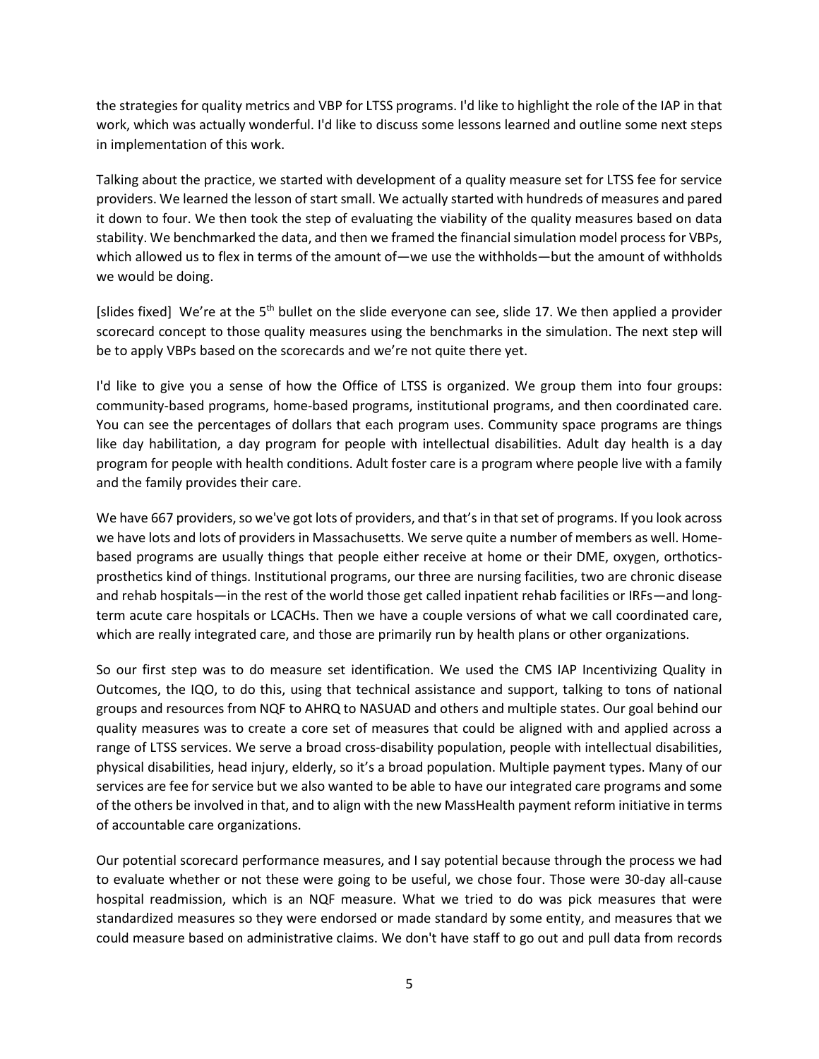the strategies for quality metrics and VBP for LTSS programs. I'd like to highlight the role of the IAP in that work, which was actually wonderful. I'd like to discuss some lessons learned and outline some next steps in implementation of this work.

Talking about the practice, we started with development of a quality measure set for LTSS fee for service providers. We learned the lesson of start small. We actually started with hundreds of measures and pared it down to four. We then took the step of evaluating the viability of the quality measures based on data stability. We benchmarked the data, and then we framed the financial simulation model process for VBPs, which allowed us to flex in terms of the amount of—we use the withholds—but the amount of withholds we would be doing.

[slides fixed] We're at the 5th bullet on the slide everyone can see, slide 17. We then applied a provider scorecard concept to those quality measures using the benchmarks in the simulation. The next step will be to apply VBPs based on the scorecards and we're not quite there yet.

I'd like to give you a sense of how the Office of LTSS is organized. We group them into four groups: community-based programs, home-based programs, institutional programs, and then coordinated care. You can see the percentages of dollars that each program uses. Community space programs are things like day habilitation, a day program for people with intellectual disabilities. Adult day health is a day program for people with health conditions. Adult foster care is a program where people live with a family and the family provides their care.

We have 667 providers, so we've got lots of providers, and that's in that set of programs. If you look across we have lots and lots of providers in Massachusetts. We serve quite a number of members as well. Home-based programs are usually things that people either receive at home or their DME, oxygen, orthotics-prosthetics kind of things. Institutional programs, our three are nursing facilities, two are chronic disease and rehab hospitals—in the rest of the world those get called inpatient rehab facilities or IRFs—and long-term acute care hospitals or LCACHs. Then we have a couple versions of what we call coordinated care, which are really integrated care, and those are primarily run by health plans or other organizations.

So our first step was to do measure set identification. We used the CMS IAP Incentivizing Quality in Outcomes, the IQO, to do this, using that technical assistance and support, talking to tons of national groups and resources from NQF to AHRQ to NASUAD and others and multiple states. Our goal behind our quality measures was to create a core set of measures that could be aligned with and applied across a range of LTSS services. We serve a broad cross-disability population, people with intellectual disabilities, physical disabilities, head injury, elderly, so it's a broad population. Multiple payment types. Many of our services are fee for service but we also wanted to be able to have our integrated care programs and some of the others be involved in that, and to align with the new MassHealth payment reform initiative in terms of accountable care organizations.

Our potential scorecard performance measures, and I say potential because through the process we had to evaluate whether or not these were going to be useful, we chose four. Those were 30-day all-cause hospital readmission, which is an NQF measure. What we tried to do was pick measures that were standardized measures so they were endorsed or made standard by some entity, and measures that we could measure based on administrative claims. We don't have staff to go out and pull data from records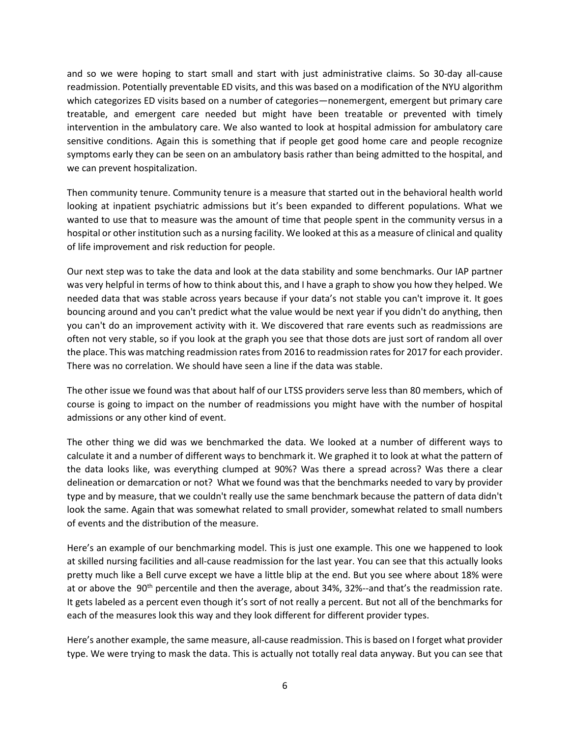and so we were hoping to start small and start with just administrative claims. So 30-day all-cause readmission. Potentially preventable ED visits, and this was based on a modification of the NYU algorithm which categorizes ED visits based on a number of categories—nonemergent, emergent but primary care treatable, and emergent care needed but might have been treatable or prevented with timely intervention in the ambulatory care. We also wanted to look at hospital admission for ambulatory care sensitive conditions. Again this is something that if people get good home care and people recognize symptoms early they can be seen on an ambulatory basis rather than being admitted to the hospital, and we can prevent hospitalization.

Then community tenure. Community tenure is a measure that started out in the behavioral health world looking at inpatient psychiatric admissions but it's been expanded to different populations. What we wanted to use that to measure was the amount of time that people spent in the community versus in a hospital or other institution such as a nursing facility. We looked at this as a measure of clinical and quality of life improvement and risk reduction for people.

Our next step was to take the data and look at the data stability and some benchmarks. Our IAP partner was very helpful in terms of how to think about this, and I have a graph to show you how they helped. We needed data that was stable across years because if your data's not stable you can't improve it. It goes bouncing around and you can't predict what the value would be next year if you didn't do anything, then you can't do an improvement activity with it. We discovered that rare events such as readmissions are often not very stable, so if you look at the graph you see that those dots are just sort of random all over the place. This was matching readmission rates from 2016 to readmission rates for 2017 for each provider. There was no correlation. We should have seen a line if the data was stable.

The other issue we found was that about half of our LTSS providers serve less than 80 members, which of course is going to impact on the number of readmissions you might have with the number of hospital admissions or any other kind of event.

The other thing we did was we benchmarked the data. We looked at a number of different ways to calculate it and a number of different ways to benchmark it. We graphed it to look at what the pattern of the data looks like, was everything clumped at 90%? Was there a spread across? Was there a clear delineation or demarcation or not? What we found was that the benchmarks needed to vary by provider type and by measure, that we couldn't really use the same benchmark because the pattern of data didn't look the same. Again that was somewhat related to small provider, somewhat related to small numbers of events and the distribution of the measure.

Here's an example of our benchmarking model. This is just one example. This one we happened to look at skilled nursing facilities and all-cause readmission for the last year. You can see that this actually looks pretty much like a Bell curve except we have a little blip at the end. But you see where about 18% were at or above the 90th percentile and then the average, about 34%, 32%--and that's the readmission rate. It gets labeled as a percent even though it's sort of not really a percent. But not all of the benchmarks for each of the measures look this way and they look different for different provider types.

Here's another example, the same measure, all-cause readmission. This is based on I forget what provider type. We were trying to mask the data. This is actually not totally real data anyway. But you can see that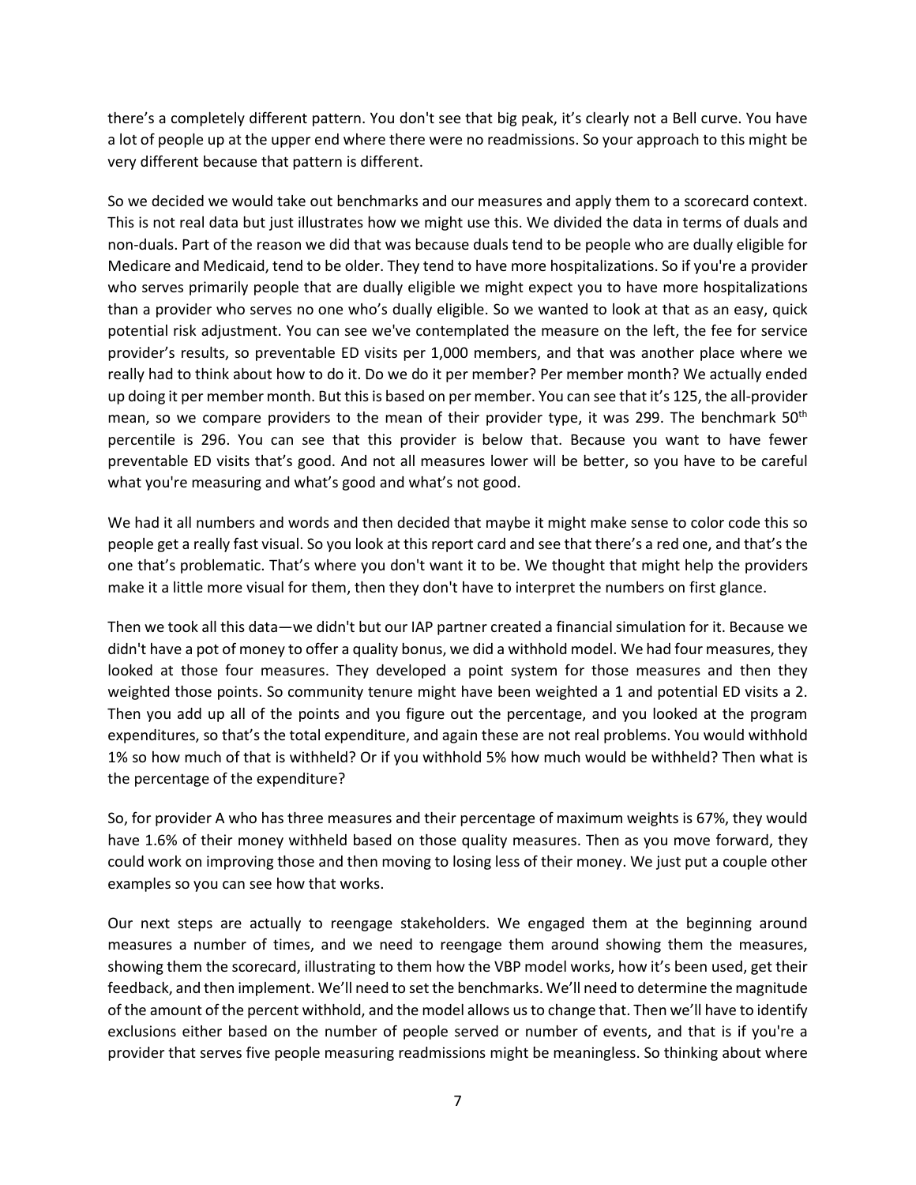there's a completely different pattern. You don't see that big peak, it's clearly not a Bell curve. You have a lot of people up at the upper end where there were no readmissions. So your approach to this might be very different because that pattern is different.

So we decided we would take out benchmarks and our measures and apply them to a scorecard context. This is not real data but just illustrates how we might use this. We divided the data in terms of duals and non-duals. Part of the reason we did that was because duals tend to be people who are dually eligible for Medicare and Medicaid, tend to be older. They tend to have more hospitalizations. So if you're a provider who serves primarily people that are dually eligible we might expect you to have more hospitalizations than a provider who serves no one who's dually eligible. So we wanted to look at that as an easy, quick potential risk adjustment. You can see we've contemplated the measure on the left, the fee for service provider's results, so preventable ED visits per 1,000 members, and that was another place where we really had to think about how to do it. Do we do it per member? Per member month? We actually ended up doing it per member month. But this is based on per member. You can see that it's 125, the all-provider mean, so we compare providers to the mean of their provider type, it was 299. The benchmark 50th percentile is 296. You can see that this provider is below that. Because you want to have fewer preventable ED visits that's good. And not all measures lower will be better, so you have to be careful what you're measuring and what's good and what's not good.

We had it all numbers and words and then decided that maybe it might make sense to color code this so people get a really fast visual. So you look at this report card and see that there's a red one, and that's the one that's problematic. That's where you don't want it to be. We thought that might help the providers make it a little more visual for them, then they don't have to interpret the numbers on first glance.

Then we took all this data—we didn't but our IAP partner created a financial simulation for it. Because we didn't have a pot of money to offer a quality bonus, we did a withhold model. We had four measures, they looked at those four measures. They developed a point system for those measures and then they weighted those points. So community tenure might have been weighted a 1 and potential ED visits a 2. Then you add up all of the points and you figure out the percentage, and you looked at the program expenditures, so that's the total expenditure, and again these are not real problems. You would withhold 1% so how much of that is withheld? Or if you withhold 5% how much would be withheld? Then what is the percentage of the expenditure?

So, for provider A who has three measures and their percentage of maximum weights is 67%, they would have 1.6% of their money withheld based on those quality measures. Then as you move forward, they could work on improving those and then moving to losing less of their money. We just put a couple other examples so you can see how that works.

Our next steps are actually to reengage stakeholders. We engaged them at the beginning around measures a number of times, and we need to reengage them around showing them the measures, showing them the scorecard, illustrating to them how the VBP model works, how it's been used, get their feedback, and then implement. We'll need to set the benchmarks. We'll need to determine the magnitude of the amount of the percent withhold, and the model allows us to change that. Then we'll have to identify exclusions either based on the number of people served or number of events, and that is if you're a provider that serves five people measuring readmissions might be meaningless. So thinking about where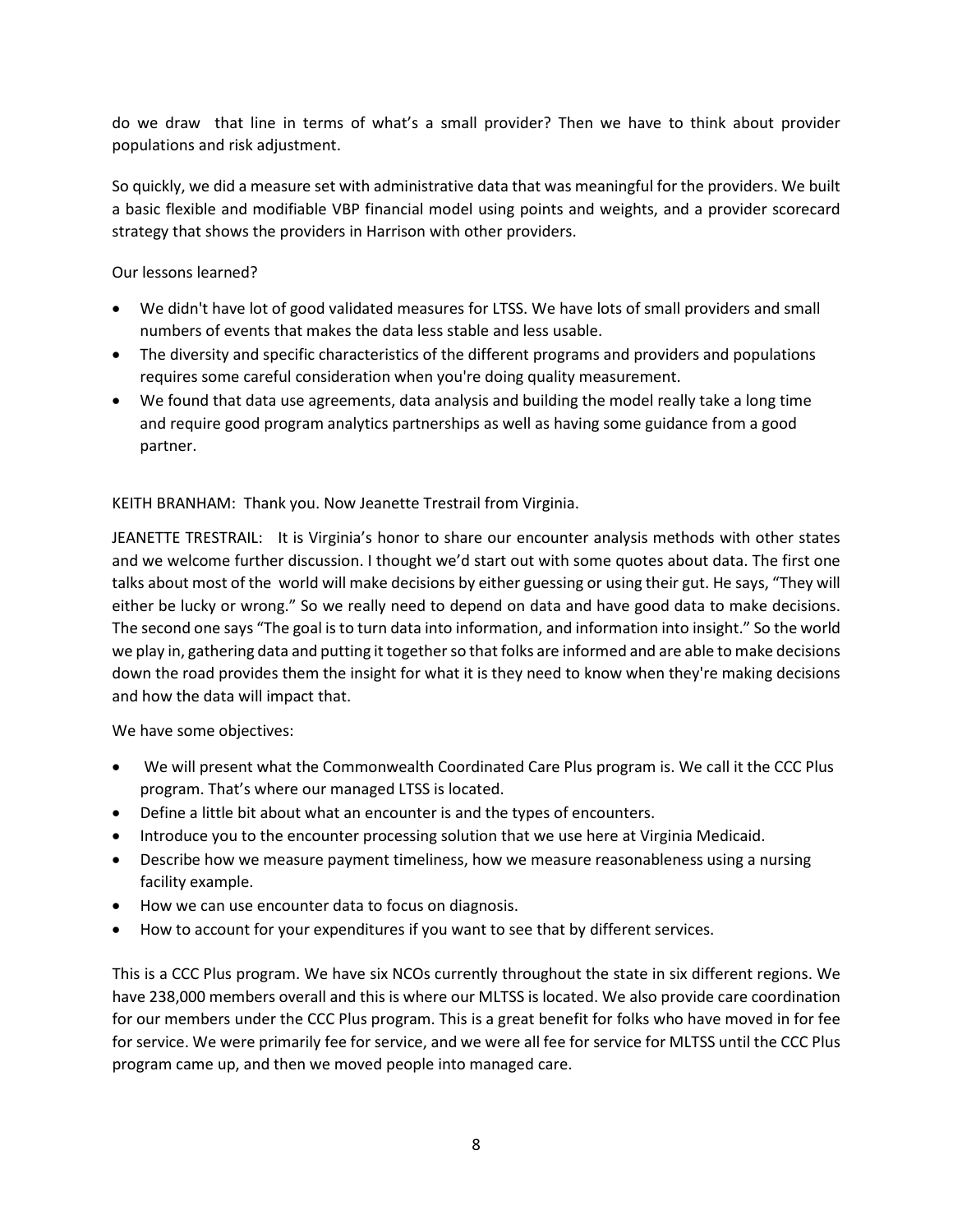do we draw that line in terms of what's a small provider? Then we have to think about provider populations and risk adjustment.

So quickly, we did a measure set with administrative data that was meaningful for the providers. We built a basic flexible and modifiable VBP financial model using points and weights, and a provider scorecard strategy that shows the providers in Harrison with other providers.

Our lessons learned?

- We didn't have lot of good validated measures for LTSS. We have lots of small providers and small numbers of events that makes the data less stable and less usable.
- The diversity and specific characteristics of the different programs and providers and populations requires some careful consideration when you're doing quality measurement.
- We found that data use agreements, data analysis and building the model really take a long time and require good program analytics partnerships as well as having some guidance from a good partner.

KEITH BRANHAM: Thank you. Now Jeanette Trestrail from Virginia.

JEANETTE TRESTRAIL: It is Virginia's honor to share our encounter analysis methods with other states and we welcome further discussion. I thought we'd start out with some quotes about data. The first one talks about most of the world will make decisions by either guessing or using their gut. He says, "They will either be lucky or wrong." So we really need to depend on data and have good data to make decisions. The second one says "The goal is to turn data into information, and information into insight." So the world we play in, gathering data and putting it together so that folks are informed and are able to make decisions down the road provides them the insight for what it is they need to know when they're making decisions and how the data will impact that.

We have some objectives:

- We will present what the Commonwealth Coordinated Care Plus program is. We call it the CCC Plus program. That's where our managed LTSS is located.
- Define a little bit about what an encounter is and the types of encounters.
- Introduce you to the encounter processing solution that we use here at Virginia Medicaid.
- Describe how we measure payment timeliness, how we measure reasonableness using a nursing facility example.
- How we can use encounter data to focus on diagnosis.
- How to account for your expenditures if you want to see that by different services.

This is a CCC Plus program. We have six NCOs currently throughout the state in six different regions. We have 238,000 members overall and this is where our MLTSS is located. We also provide care coordination for our members under the CCC Plus program. This is a great benefit for folks who have moved in for fee for service. We were primarily fee for service, and we were all fee for service for MLTSS until the CCC Plus program came up, and then we moved people into managed care.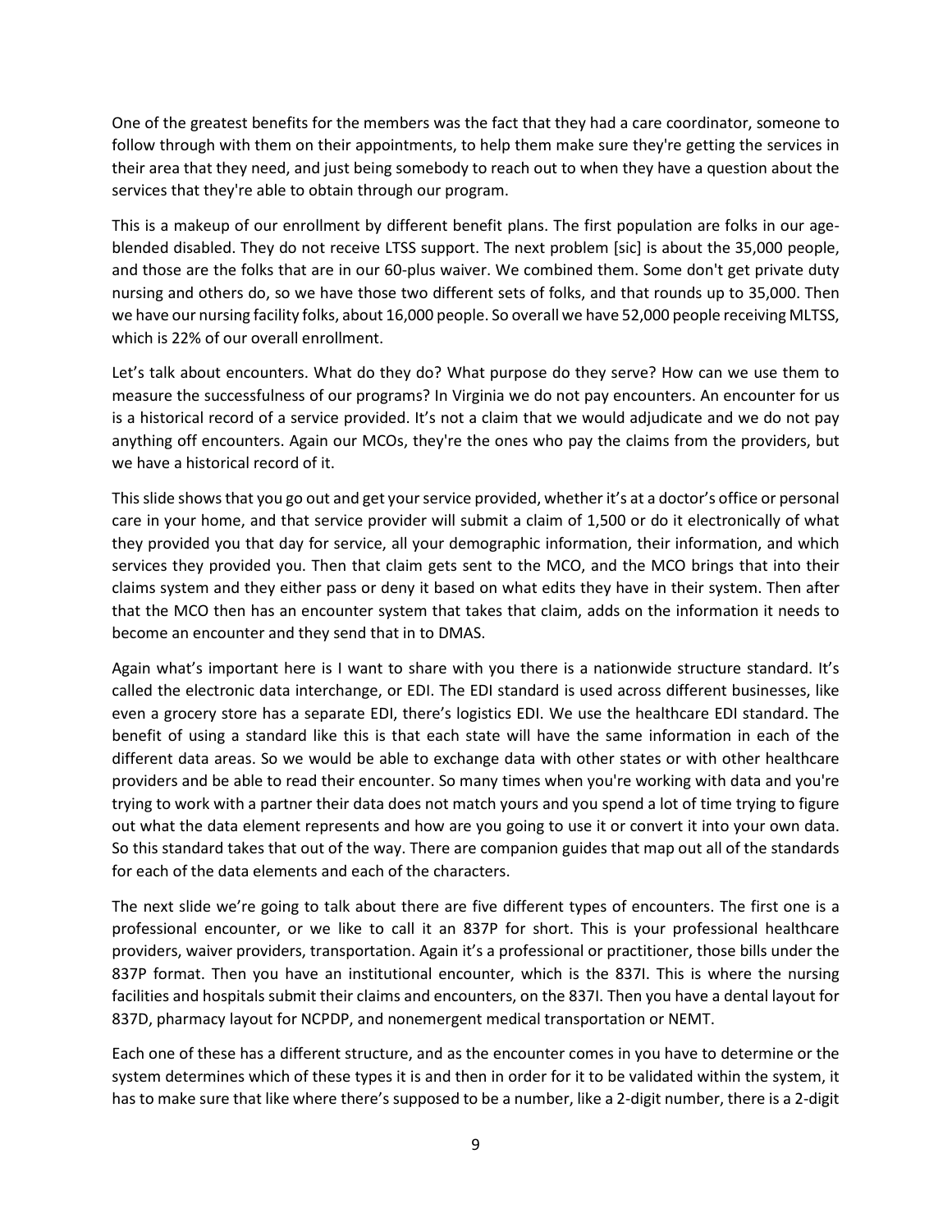One of the greatest benefits for the members was the fact that they had a care coordinator, someone to follow through with them on their appointments, to help them make sure they're getting the services in their area that they need, and just being somebody to reach out to when they have a question about the services that they're able to obtain through our program.

This is a makeup of our enrollment by different benefit plans. The first population are folks in our age-blended disabled. They do not receive LTSS support. The next problem [sic] is about the 35,000 people, and those are the folks that are in our 60-plus waiver. We combined them. Some don't get private duty nursing and others do, so we have those two different sets of folks, and that rounds up to 35,000. Then we have our nursing facility folks, about 16,000 people. So overall we have 52,000 people receiving MLTSS, which is 22% of our overall enrollment.

Let's talk about encounters. What do they do? What purpose do they serve? How can we use them to measure the successfulness of our programs? In Virginia we do not pay encounters. An encounter for us is a historical record of a service provided. It's not a claim that we would adjudicate and we do not pay anything off encounters. Again our MCOs, they're the ones who pay the claims from the providers, but we have a historical record of it.

This slide shows that you go out and get your service provided, whether it's at a doctor's office or personal care in your home, and that service provider will submit a claim of 1,500 or do it electronically of what they provided you that day for service, all your demographic information, their information, and which services they provided you. Then that claim gets sent to the MCO, and the MCO brings that into their claims system and they either pass or deny it based on what edits they have in their system. Then after that the MCO then has an encounter system that takes that claim, adds on the information it needs to become an encounter and they send that in to DMAS.

Again what's important here is I want to share with you there is a nationwide structure standard. It's called the electronic data interchange, or EDI. The EDI standard is used across different businesses, like even a grocery store has a separate EDI, there's logistics EDI. We use the healthcare EDI standard. The benefit of using a standard like this is that each state will have the same information in each of the different data areas. So we would be able to exchange data with other states or with other healthcare providers and be able to read their encounter. So many times when you're working with data and you're trying to work with a partner their data does not match yours and you spend a lot of time trying to figure out what the data element represents and how are you going to use it or convert it into your own data. So this standard takes that out of the way. There are companion guides that map out all of the standards for each of the data elements and each of the characters.

The next slide we're going to talk about there are five different types of encounters. The first one is a professional encounter, or we like to call it an 837P for short. This is your professional healthcare providers, waiver providers, transportation. Again it's a professional or practitioner, those bills under the 837P format. Then you have an institutional encounter, which is the 837I. This is where the nursing facilities and hospitals submit their claims and encounters, on the 837I. Then you have a dental layout for 837D, pharmacy layout for NCPDP, and nonemergent medical transportation or NEMT.

Each one of these has a different structure, and as the encounter comes in you have to determine or the system determines which of these types it is and then in order for it to be validated within the system, it has to make sure that like where there's supposed to be a number, like a 2-digit number, there is a 2-digit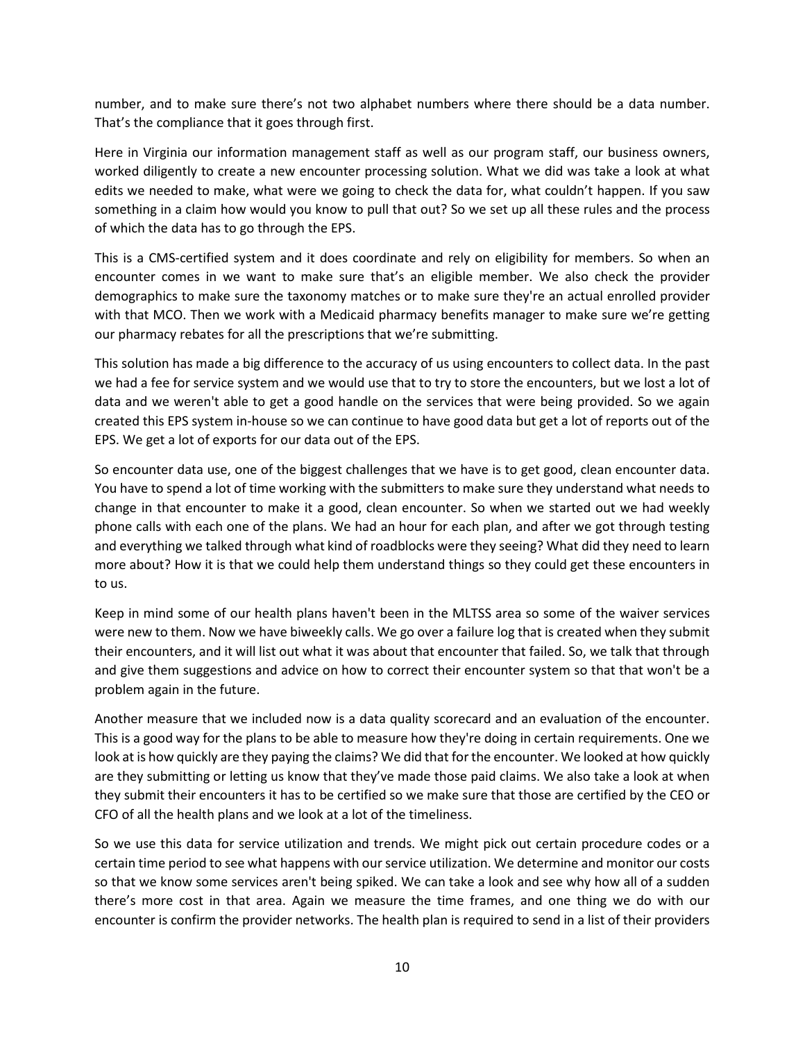number, and to make sure there's not two alphabet numbers where there should be a data number. That's the compliance that it goes through first.

Here in Virginia our information management staff as well as our program staff, our business owners, worked diligently to create a new encounter processing solution. What we did was take a look at what edits we needed to make, what were we going to check the data for, what couldn't happen. If you saw something in a claim how would you know to pull that out? So we set up all these rules and the process of which the data has to go through the EPS.

This is a CMS-certified system and it does coordinate and rely on eligibility for members. So when an encounter comes in we want to make sure that's an eligible member. We also check the provider demographics to make sure the taxonomy matches or to make sure they're an actual enrolled provider with that MCO. Then we work with a Medicaid pharmacy benefits manager to make sure we're getting our pharmacy rebates for all the prescriptions that we're submitting.

This solution has made a big difference to the accuracy of us using encounters to collect data. In the past we had a fee for service system and we would use that to try to store the encounters, but we lost a lot of data and we weren't able to get a good handle on the services that were being provided. So we again created this EPS system in-house so we can continue to have good data but get a lot of reports out of the EPS. We get a lot of exports for our data out of the EPS.

So encounter data use, one of the biggest challenges that we have is to get good, clean encounter data. You have to spend a lot of time working with the submitters to make sure they understand what needs to change in that encounter to make it a good, clean encounter. So when we started out we had weekly phone calls with each one of the plans. We had an hour for each plan, and after we got through testing and everything we talked through what kind of roadblocks were they seeing? What did they need to learn more about? How it is that we could help them understand things so they could get these encounters in to us.

Keep in mind some of our health plans haven't been in the MLTSS area so some of the waiver services were new to them. Now we have biweekly calls. We go over a failure log that is created when they submit their encounters, and it will list out what it was about that encounter that failed. So, we talk that through and give them suggestions and advice on how to correct their encounter system so that that won't be a problem again in the future.

Another measure that we included now is a data quality scorecard and an evaluation of the encounter. This is a good way for the plans to be able to measure how they're doing in certain requirements. One we look at is how quickly are they paying the claims? We did that for the encounter. We looked at how quickly are they submitting or letting us know that they've made those paid claims. We also take a look at when they submit their encounters it has to be certified so we make sure that those are certified by the CEO or CFO of all the health plans and we look at a lot of the timeliness.

So we use this data for service utilization and trends. We might pick out certain procedure codes or a certain time period to see what happens with our service utilization. We determine and monitor our costs so that we know some services aren't being spiked. We can take a look and see why how all of a sudden there's more cost in that area. Again we measure the time frames, and one thing we do with our encounter is confirm the provider networks. The health plan is required to send in a list of their providers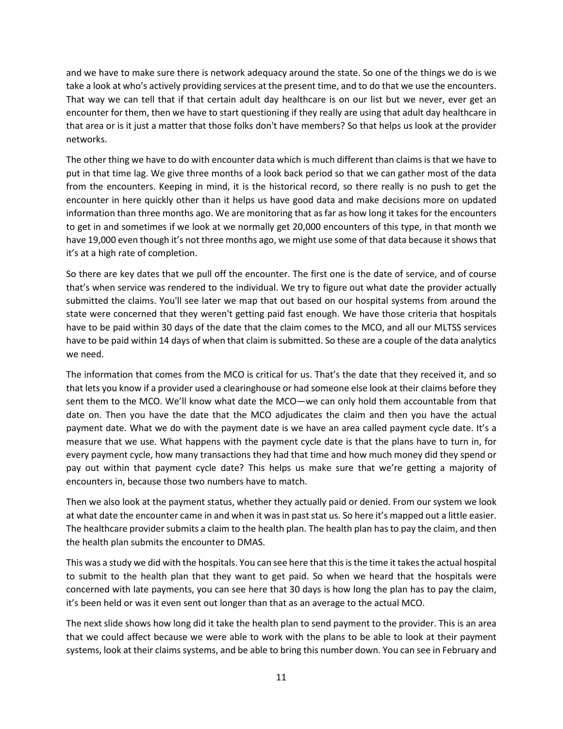and we have to make sure there is network adequacy around the state. So one of the things we do is we take a look at who's actively providing services at the present time, and to do that we use the encounters. That way we can tell that if that certain adult day healthcare is on our list but we never, ever get an encounter for them, then we have to start questioning if they really are using that adult day healthcare in that area or is it just a matter that those folks don't have members? So that helps us look at the provider networks.

The other thing we have to do with encounter data which is much different than claims is that we have to put in that time lag. We give three months of a look back period so that we can gather most of the data from the encounters. Keeping in mind, it is the historical record, so there really is no push to get the encounter in here quickly other than it helps us have good data and make decisions more on updated information than three months ago. We are monitoring that as far as how long it takes for the encounters to get in and sometimes if we look at we normally get 20,000 encounters of this type, in that month we have 19,000 even though it's not three months ago, we might use some of that data because it shows that it's at a high rate of completion.

So there are key dates that we pull off the encounter. The first one is the date of service, and of course that's when service was rendered to the individual. We try to figure out what date the provider actually submitted the claims. You'll see later we map that out based on our hospital systems from around the state were concerned that they weren't getting paid fast enough. We have those criteria that hospitals have to be paid within 30 days of the date that the claim comes to the MCO, and all our MLTSS services have to be paid within 14 days of when that claim is submitted. So these are a couple of the data analytics we need.

The information that comes from the MCO is critical for us. That's the date that they received it, and so that lets you know if a provider used a clearinghouse or had someone else look at their claims before they sent them to the MCO. We'll know what date the MCO—we can only hold them accountable from that date on. Then you have the date that the MCO adjudicates the claim and then you have the actual payment date. What we do with the payment date is we have an area called payment cycle date. It's a measure that we use. What happens with the payment cycle date is that the plans have to turn in, for every payment cycle, how many transactions they had that time and how much money did they spend or pay out within that payment cycle date? This helps us make sure that we're getting a majority of encounters in, because those two numbers have to match.

Then we also look at the payment status, whether they actually paid or denied. From our system we look at what date the encounter came in and when it was in past stat us. So here it's mapped out a little easier. The healthcare provider submits a claim to the health plan. The health plan has to pay the claim, and then the health plan submits the encounter to DMAS.

This was a study we did with the hospitals. You can see here that this is the time it takes the actual hospital to submit to the health plan that they want to get paid. So when we heard that the hospitals were concerned with late payments, you can see here that 30 days is how long the plan has to pay the claim, it's been held or was it even sent out longer than that as an average to the actual MCO.

The next slide shows how long did it take the health plan to send payment to the provider. This is an area that we could affect because we were able to work with the plans to be able to look at their payment systems, look at their claims systems, and be able to bring this number down. You can see in February and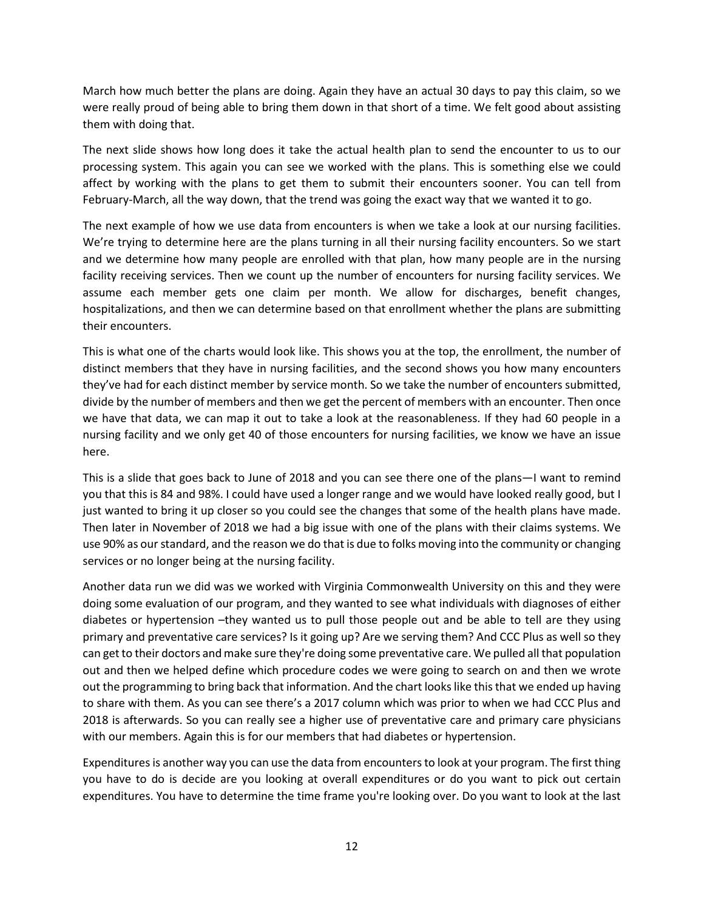March how much better the plans are doing. Again they have an actual 30 days to pay this claim, so we were really proud of being able to bring them down in that short of a time. We felt good about assisting them with doing that.

The next slide shows how long does it take the actual health plan to send the encounter to us to our processing system. This again you can see we worked with the plans. This is something else we could affect by working with the plans to get them to submit their encounters sooner. You can tell from February-March, all the way down, that the trend was going the exact way that we wanted it to go.

The next example of how we use data from encounters is when we take a look at our nursing facilities. We're trying to determine here are the plans turning in all their nursing facility encounters. So we start and we determine how many people are enrolled with that plan, how many people are in the nursing facility receiving services. Then we count up the number of encounters for nursing facility services. We assume each member gets one claim per month. We allow for discharges, benefit changes, hospitalizations, and then we can determine based on that enrollment whether the plans are submitting their encounters.

This is what one of the charts would look like. This shows you at the top, the enrollment, the number of distinct members that they have in nursing facilities, and the second shows you how many encounters they've had for each distinct member by service month. So we take the number of encounters submitted, divide by the number of members and then we get the percent of members with an encounter. Then once we have that data, we can map it out to take a look at the reasonableness. If they had 60 people in a nursing facility and we only get 40 of those encounters for nursing facilities, we know we have an issue here.

This is a slide that goes back to June of 2018 and you can see there one of the plans—I want to remind you that this is 84 and 98%. I could have used a longer range and we would have looked really good, but I just wanted to bring it up closer so you could see the changes that some of the health plans have made. Then later in November of 2018 we had a big issue with one of the plans with their claims systems. We use 90% as our standard, and the reason we do that is due to folks moving into the community or changing services or no longer being at the nursing facility.

Another data run we did was we worked with Virginia Commonwealth University on this and they were doing some evaluation of our program, and they wanted to see what individuals with diagnoses of either diabetes or hypertension –they wanted us to pull those people out and be able to tell are they using primary and preventative care services? Is it going up? Are we serving them? And CCC Plus as well so they can get to their doctors and make sure they're doing some preventative care. We pulled all that population out and then we helped define which procedure codes we were going to search on and then we wrote out the programming to bring back that information. And the chart looks like this that we ended up having to share with them. As you can see there's a 2017 column which was prior to when we had CCC Plus and 2018 is afterwards. So you can really see a higher use of preventative care and primary care physicians with our members. Again this is for our members that had diabetes or hypertension.

Expenditures is another way you can use the data from encounters to look at your program. The first thing you have to do is decide are you looking at overall expenditures or do you want to pick out certain expenditures. You have to determine the time frame you're looking over. Do you want to look at the last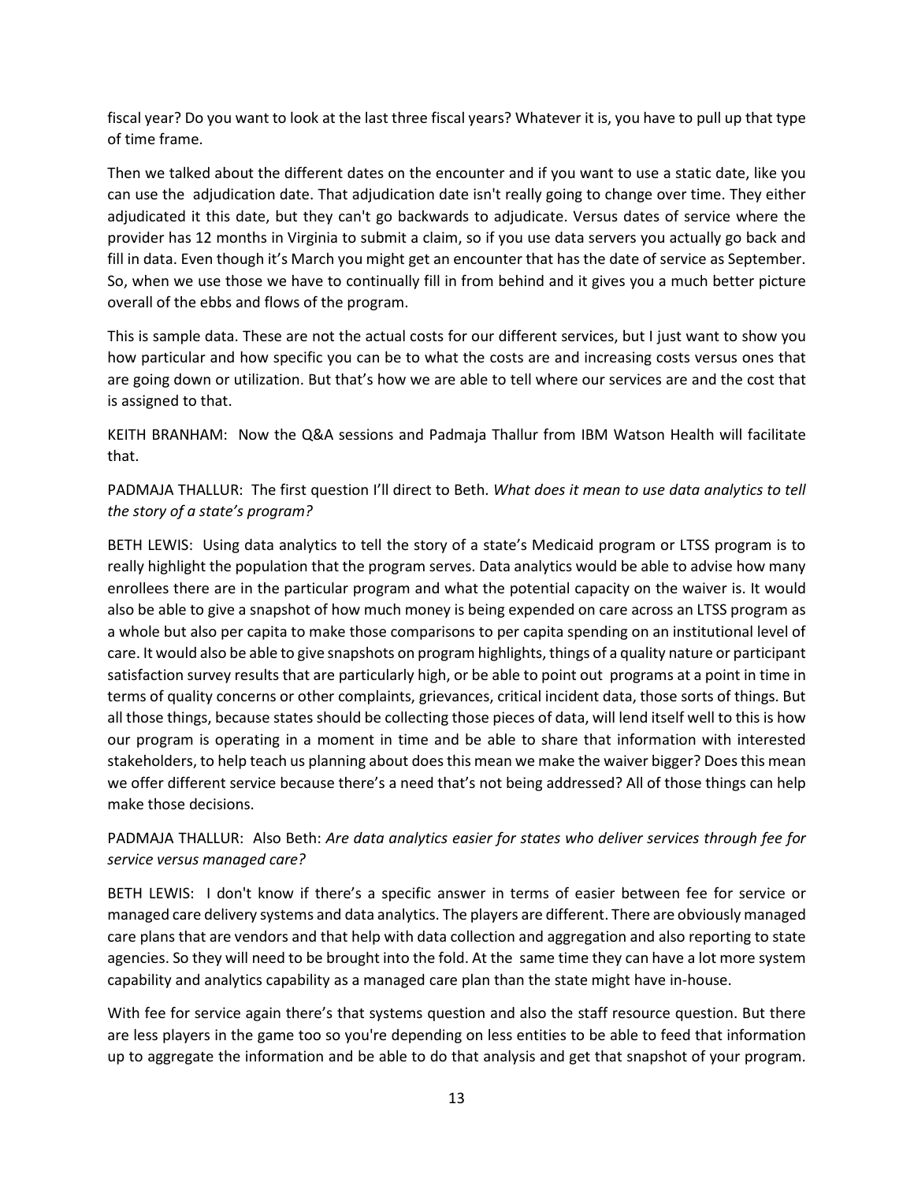fiscal year? Do you want to look at the last three fiscal years? Whatever it is, you have to pull up that type of time frame.

Then we talked about the different dates on the encounter and if you want to use a static date, like you can use the adjudication date. That adjudication date isn't really going to change over time. They either adjudicated it this date, but they can't go backwards to adjudicate. Versus dates of service where the provider has 12 months in Virginia to submit a claim, so if you use data servers you actually go back and fill in data. Even though it's March you might get an encounter that has the date of service as September. So, when we use those we have to continually fill in from behind and it gives you a much better picture overall of the ebbs and flows of the program.

This is sample data. These are not the actual costs for our different services, but I just want to show you how particular and how specific you can be to what the costs are and increasing costs versus ones that are going down or utilization. But that's how we are able to tell where our services are and the cost that is assigned to that.

KEITH BRANHAM: Now the Q&A sessions and Padmaja Thallur from IBM Watson Health will facilitate that.

PADMAJA THALLUR: The first question I'll direct to Beth. *What does it mean to use data analytics to tell the story of a state's program?*

BETH LEWIS: Using data analytics to tell the story of a state's Medicaid program or LTSS program is to really highlight the population that the program serves. Data analytics would be able to advise how many enrollees there are in the particular program and what the potential capacity on the waiver is. It would also be able to give a snapshot of how much money is being expended on care across an LTSS program as a whole but also per capita to make those comparisons to per capita spending on an institutional level of care. It would also be able to give snapshots on program highlights, things of a quality nature or participant satisfaction survey results that are particularly high, or be able to point out programs at a point in time in terms of quality concerns or other complaints, grievances, critical incident data, those sorts of things. But all those things, because states should be collecting those pieces of data, will lend itself well to this is how our program is operating in a moment in time and be able to share that information with interested stakeholders, to help teach us planning about does this mean we make the waiver bigger? Does this mean we offer different service because there's a need that's not being addressed? All of those things can help make those decisions.

PADMAJA THALLUR: Also Beth: *Are data analytics easier for states who deliver services through fee for service versus managed care?*

BETH LEWIS: I don't know if there's a specific answer in terms of easier between fee for service or managed care delivery systems and data analytics. The players are different. There are obviously managed care plans that are vendors and that help with data collection and aggregation and also reporting to state agencies. So they will need to be brought into the fold. At the same time they can have a lot more system capability and analytics capability as a managed care plan than the state might have in-house.

With fee for service again there's that systems question and also the staff resource question. But there are less players in the game too so you're depending on less entities to be able to feed that information up to aggregate the information and be able to do that analysis and get that snapshot of your program.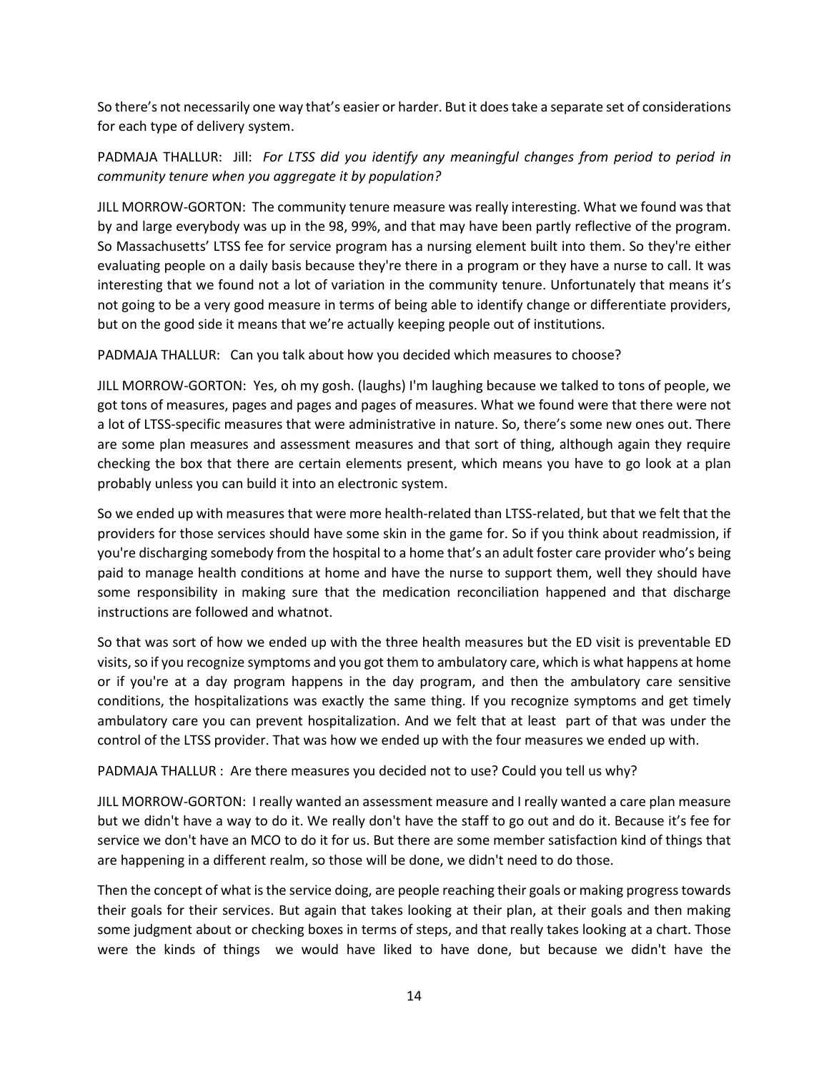So there's not necessarily one way that's easier or harder. But it does take a separate set of considerations for each type of delivery system.

PADMAJA THALLUR: Jill: *For LTSS did you identify any meaningful changes from period to period in community tenure when you aggregate it by population?*

JILL MORROW-GORTON: The community tenure measure was really interesting. What we found was that by and large everybody was up in the 98, 99%, and that may have been partly reflective of the program. So Massachusetts' LTSS fee for service program has a nursing element built into them. So they're either evaluating people on a daily basis because they're there in a program or they have a nurse to call. It was interesting that we found not a lot of variation in the community tenure. Unfortunately that means it's not going to be a very good measure in terms of being able to identify change or differentiate providers, but on the good side it means that we're actually keeping people out of institutions.

PADMAJA THALLUR: Can you talk about how you decided which measures to choose?

JILL MORROW-GORTON: Yes, oh my gosh. (laughs) I'm laughing because we talked to tons of people, we got tons of measures, pages and pages and pages of measures. What we found were that there were not a lot of LTSS-specific measures that were administrative in nature. So, there's some new ones out. There are some plan measures and assessment measures and that sort of thing, although again they require checking the box that there are certain elements present, which means you have to go look at a plan probably unless you can build it into an electronic system.

So we ended up with measures that were more health-related than LTSS-related, but that we felt that the providers for those services should have some skin in the game for. So if you think about readmission, if you're discharging somebody from the hospital to a home that's an adult foster care provider who's being paid to manage health conditions at home and have the nurse to support them, well they should have some responsibility in making sure that the medication reconciliation happened and that discharge instructions are followed and whatnot.

So that was sort of how we ended up with the three health measures but the ED visit is preventable ED visits, so if you recognize symptoms and you got them to ambulatory care, which is what happens at home or if you're at a day program happens in the day program, and then the ambulatory care sensitive conditions, the hospitalizations was exactly the same thing. If you recognize symptoms and get timely ambulatory care you can prevent hospitalization. And we felt that at least part of that was under the control of the LTSS provider. That was how we ended up with the four measures we ended up with.

PADMAJA THALLUR : Are there measures you decided not to use? Could you tell us why?

JILL MORROW-GORTON: I really wanted an assessment measure and I really wanted a care plan measure but we didn't have a way to do it. We really don't have the staff to go out and do it. Because it's fee for service we don't have an MCO to do it for us. But there are some member satisfaction kind of things that are happening in a different realm, so those will be done, we didn't need to do those.

Then the concept of what is the service doing, are people reaching their goals or making progress towards their goals for their services. But again that takes looking at their plan, at their goals and then making some judgment about or checking boxes in terms of steps, and that really takes looking at a chart. Those were the kinds of things we would have liked to have done, but because we didn't have the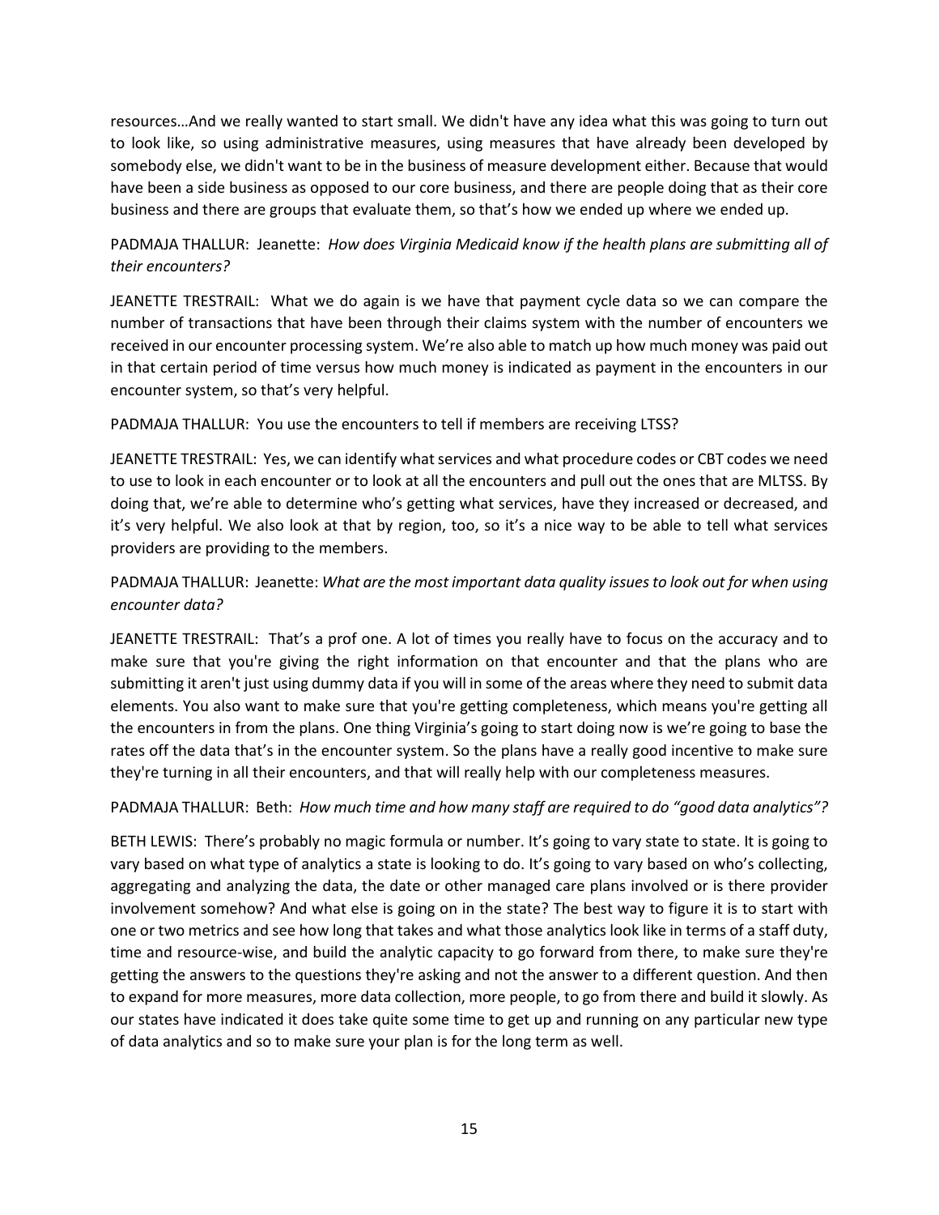resources…And we really wanted to start small. We didn't have any idea what this was going to turn out to look like, so using administrative measures, using measures that have already been developed by somebody else, we didn't want to be in the business of measure development either. Because that would have been a side business as opposed to our core business, and there are people doing that as their core business and there are groups that evaluate them, so that's how we ended up where we ended up.

PADMAJA THALLUR: Jeanette: *How does Virginia Medicaid know if the health plans are submitting all of their encounters?*

JEANETTE TRESTRAIL: What we do again is we have that payment cycle data so we can compare the number of transactions that have been through their claims system with the number of encounters we received in our encounter processing system. We're also able to match up how much money was paid out in that certain period of time versus how much money is indicated as payment in the encounters in our encounter system, so that's very helpful.

PADMAJA THALLUR: You use the encounters to tell if members are receiving LTSS?

JEANETTE TRESTRAIL: Yes, we can identify what services and what procedure codes or CBT codes we need to use to look in each encounter or to look at all the encounters and pull out the ones that are MLTSS. By doing that, we're able to determine who's getting what services, have they increased or decreased, and it's very helpful. We also look at that by region, too, so it's a nice way to be able to tell what services providers are providing to the members.

PADMAJA THALLUR: Jeanette: *What are the most important data quality issues to look out for when using encounter data?*

JEANETTE TRESTRAIL: That's a prof one. A lot of times you really have to focus on the accuracy and to make sure that you're giving the right information on that encounter and that the plans who are submitting it aren't just using dummy data if you will in some of the areas where they need to submit data elements. You also want to make sure that you're getting completeness, which means you're getting all the encounters in from the plans. One thing Virginia's going to start doing now is we're going to base the rates off the data that's in the encounter system. So the plans have a really good incentive to make sure they're turning in all their encounters, and that will really help with our completeness measures.

PADMAJA THALLUR: Beth: *How much time and how many staff are required to do "good data analytics"?*

BETH LEWIS: There's probably no magic formula or number. It's going to vary state to state. It is going to vary based on what type of analytics a state is looking to do. It's going to vary based on who's collecting, aggregating and analyzing the data, the date or other managed care plans involved or is there provider involvement somehow? And what else is going on in the state? The best way to figure it is to start with one or two metrics and see how long that takes and what those analytics look like in terms of a staff duty, time and resource-wise, and build the analytic capacity to go forward from there, to make sure they're getting the answers to the questions they're asking and not the answer to a different question. And then to expand for more measures, more data collection, more people, to go from there and build it slowly. As our states have indicated it does take quite some time to get up and running on any particular new type of data analytics and so to make sure your plan is for the long term as well.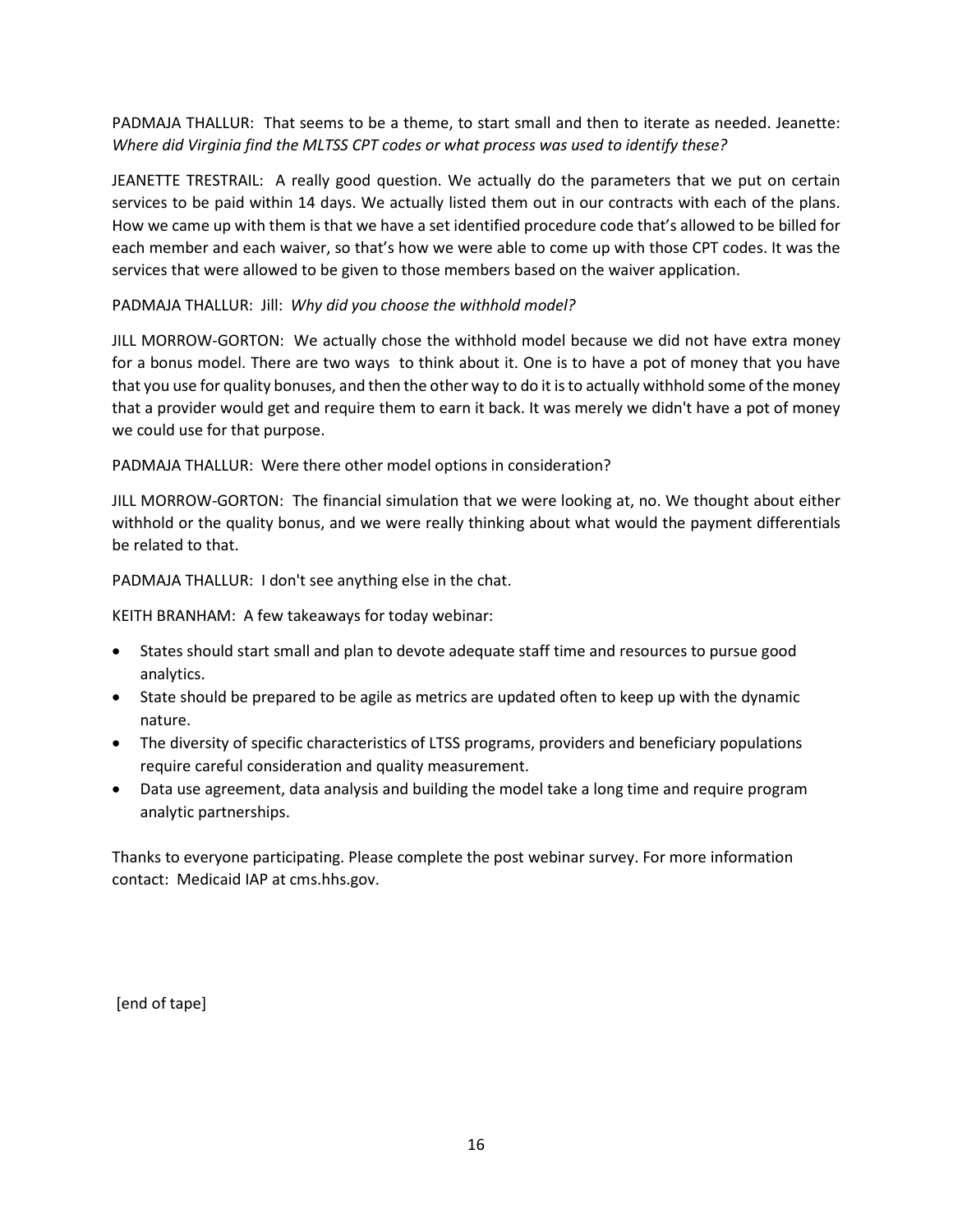PADMAJA THALLUR: That seems to be a theme, to start small and then to iterate as needed. Jeanette: *Where did Virginia find the MLTSS CPT codes or what process was used to identify these?*

JEANETTE TRESTRAIL: A really good question. We actually do the parameters that we put on certain services to be paid within 14 days. We actually listed them out in our contracts with each of the plans. How we came up with them is that we have a set identified procedure code that's allowed to be billed for each member and each waiver, so that's how we were able to come up with those CPT codes. It was the services that were allowed to be given to those members based on the waiver application.

PADMAJA THALLUR: Jill: *Why did you choose the withhold model?*

JILL MORROW-GORTON: We actually chose the withhold model because we did not have extra money for a bonus model. There are two ways to think about it. One is to have a pot of money that you have that you use for quality bonuses, and then the other way to do it is to actually withhold some of the money that a provider would get and require them to earn it back. It was merely we didn't have a pot of money we could use for that purpose.

PADMAJA THALLUR: Were there other model options in consideration?

JILL MORROW-GORTON: The financial simulation that we were looking at, no. We thought about either withhold or the quality bonus, and we were really thinking about what would the payment differentials be related to that.

PADMAJA THALLUR: I don't see anything else in the chat.

KEITH BRANHAM: A few takeaways for today webinar:

- States should start small and plan to devote adequate staff time and resources to pursue good analytics.
- State should be prepared to be agile as metrics are updated often to keep up with the dynamic nature.
- The diversity of specific characteristics of LTSS programs, providers and beneficiary populations require careful consideration and quality measurement.
- Data use agreement, data analysis and building the model take a long time and require program analytic partnerships.

Thanks to everyone participating. Please complete the post webinar survey. For more information contact: Medicaid IAP at cms.hhs.gov.

[end of tape]